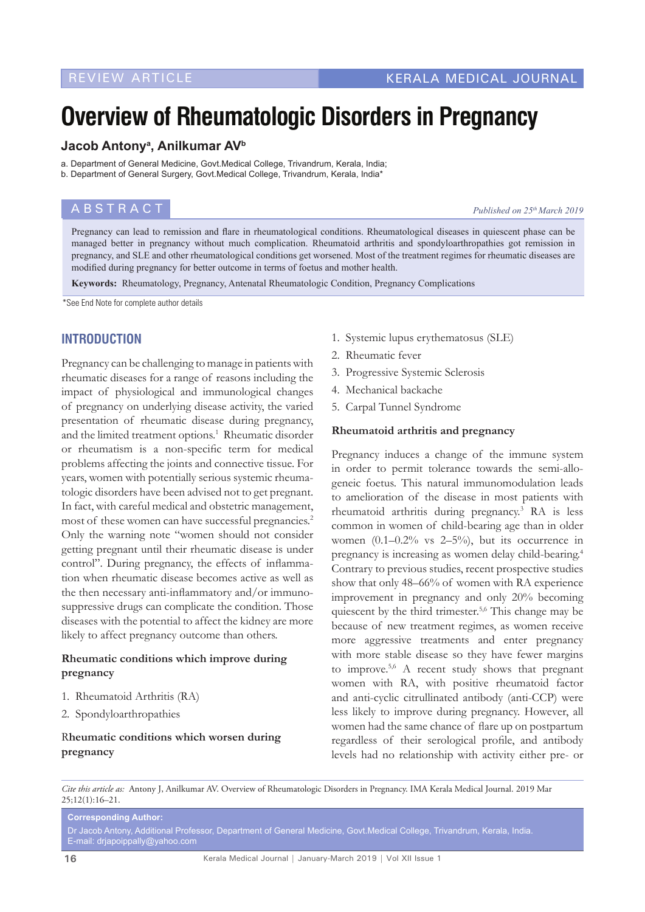REVIEW ARTICLE

# Overview of Rheumatologic Disorders in Pregnancy

**Jacob Antony[a], Anilkumar AV[b]**

a. Department of General Medicine, Govt.Medical College, Trivandrum, Kerala, India;
b. Department of General Surgery, Govt.Medical College, Trivandrum, Kerala, India*

## ABSTRACT

*Published on 25th March 2019*

Pregnancy can lead to remission and flare in rheumatological conditions. Rheumatological diseases in quiescent phase can be managed better in pregnancy without much complication. Rheumatoid arthritis and spondyloarthropathies got remission in pregnancy, and SLE and other rheumatological conditions get worsened. Most of the treatment regimes for rheumatic diseases are modified during pregnancy for better outcome in terms of foetus and mother health.

**Keywords:** Rheumatology, Pregnancy, Antenatal Rheumatologic Condition, Pregnancy Complications

*See End Note for complete author details

## INTRODUCTION

Pregnancy can be challenging to manage in patients with rheumatic diseases for a range of reasons including the impact of physiological and immunological changes of pregnancy on underlying disease activity, the varied presentation of rheumatic disease during pregnancy, and the limited treatment options.[1] Rheumatic disorder or rheumatism is a non-specific term for medical problems affecting the joints and connective tissue. For years, women with potentially serious systemic rheumatologic disorders have been advised not to get pregnant. In fact, with careful medical and obstetric management, most of these women can have successful pregnancies.[2] Only the warning note "women should not consider getting pregnant until their rheumatic disease is under control". During pregnancy, the effects of inflammation when rheumatic disease becomes active as well as the then necessary anti-inflammatory and/or immunosuppressive drugs can complicate the condition. Those diseases with the potential to affect the kidney are more likely to affect pregnancy outcome than others.

### Rheumatic conditions which improve during pregnancy

1. Rheumatoid Arthritis (RA)
2. Spondyloarthropathies

### Rheumatic conditions which worsen during pregnancy

1. Systemic lupus erythematosus (SLE)
2. Rheumatic fever
3. Progressive Systemic Sclerosis
4. Mechanical backache
5. Carpal Tunnel Syndrome

### Rheumatoid arthritis and pregnancy

Pregnancy induces a change of the immune system in order to permit tolerance towards the semi-allogeneic foetus. This natural immunomodulation leads to amelioration of the disease in most patients with rheumatoid arthritis during pregnancy.[3] RA is less common in women of child-bearing age than in older women (0.1–0.2% vs 2–5%), but its occurrence in pregnancy is increasing as women delay child-bearing.[4] Contrary to previous studies, recent prospective studies show that only 48–66% of women with RA experience improvement in pregnancy and only 20% becoming quiescent by the third trimester.[5,6] This change may be because of new treatment regimes, as women receive more aggressive treatments and enter pregnancy with more stable disease so they have fewer margins to improve.[5,6] A recent study shows that pregnant women with RA, with positive rheumatoid factor and anti-cyclic citrullinated antibody (anti-CCP) were less likely to improve during pregnancy. However, all women had the same chance of flare up on postpartum regardless of their serological profile, and antibody levels had no relationship with activity either pre- or

*Cite this article as:* Antony J, Anilkumar AV. Overview of Rheumatologic Disorders in Pregnancy. IMA Kerala Medical Journal. 2019 Mar 25;12(1):16–21.

**Corresponding Author:**
Dr Jacob Antony, Additional Professor, Department of General Medicine, Govt.Medical College, Trivandrum, Kerala, India.
E-mail: drjapoippally@yahoo.com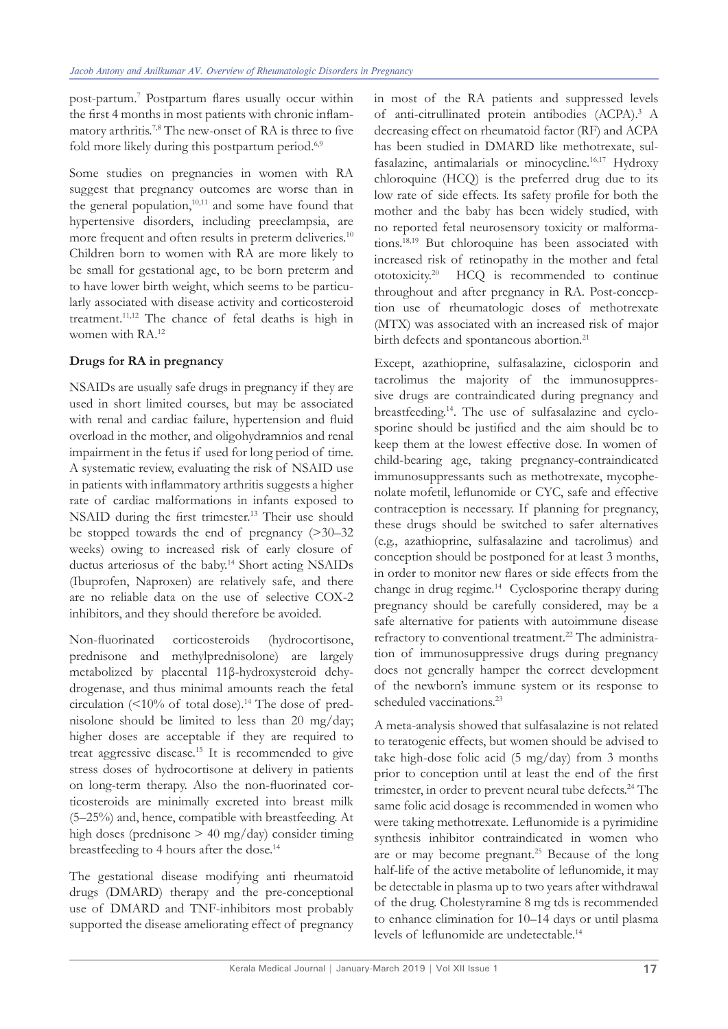post-partum.[7] Postpartum flares usually occur within the first 4 months in most patients with chronic inflammatory arthritis.[7,8] The new-onset of RA is three to five fold more likely during this postpartum period.[6,9]

Some studies on pregnancies in women with RA suggest that pregnancy outcomes are worse than in the general population,[10,11] and some have found that hypertensive disorders, including preeclampsia, are more frequent and often results in preterm deliveries.[10] Children born to women with RA are more likely to be small for gestational age, to be born preterm and to have lower birth weight, which seems to be particularly associated with disease activity and corticosteroid treatment.[11,12] The chance of fetal deaths is high in women with RA.[12]

**Drugs for RA in pregnancy**

NSAIDs are usually safe drugs in pregnancy if they are used in short limited courses, but may be associated with renal and cardiac failure, hypertension and fluid overload in the mother, and oligohydramnios and renal impairment in the fetus if used for long period of time. A systematic review, evaluating the risk of NSAID use in patients with inflammatory arthritis suggests a higher rate of cardiac malformations in infants exposed to NSAID during the first trimester.[13] Their use should be stopped towards the end of pregnancy (>30–32 weeks) owing to increased risk of early closure of ductus arteriosus of the baby.[14] Short acting NSAIDs (Ibuprofen, Naproxen) are relatively safe, and there are no reliable data on the use of selective COX-2 inhibitors, and they should therefore be avoided.

Non-fluorinated corticosteroids (hydrocortisone, prednisone and methylprednisolone) are largely metabolized by placental 11β-hydroxysteroid dehydrogenase, and thus minimal amounts reach the fetal circulation (<10% of total dose).[14] The dose of prednisolone should be limited to less than 20 mg/day; higher doses are acceptable if they are required to treat aggressive disease.[15] It is recommended to give stress doses of hydrocortisone at delivery in patients on long-term therapy. Also the non-fluorinated corticosteroids are minimally excreted into breast milk (5–25%) and, hence, compatible with breastfeeding. At high doses (prednisone > 40 mg/day) consider timing breastfeeding to 4 hours after the dose.[14]

The gestational disease modifying anti rheumatoid drugs (DMARD) therapy and the pre-conceptional use of DMARD and TNF-inhibitors most probably supported the disease ameliorating effect of pregnancy in most of the RA patients and suppressed levels of anti-citrullinated protein antibodies (ACPA).[3] A decreasing effect on rheumatoid factor (RF) and ACPA has been studied in DMARD like methotrexate, sulfasalazine, antimalarials or minocycline.[16,17] Hydroxy chloroquine (HCQ) is the preferred drug due to its low rate of side effects. Its safety profile for both the mother and the baby has been widely studied, with no reported fetal neurosensory toxicity or malformations.[18,19] But chloroquine has been associated with increased risk of retinopathy in the mother and fetal ototoxicity.[20] HCQ is recommended to continue throughout and after pregnancy in RA. Post-conception use of rheumatologic doses of methotrexate (MTX) was associated with an increased risk of major birth defects and spontaneous abortion.[21]

Except, azathioprine, sulfasalazine, ciclosporin and tacrolimus the majority of the immunosuppressive drugs are contraindicated during pregnancy and breastfeeding.[14]. The use of sulfasalazine and cyclosporine should be justified and the aim should be to keep them at the lowest effective dose. In women of child-bearing age, taking pregnancy-contraindicated immunosuppressants such as methotrexate, mycophenolate mofetil, leflunomide or CYC, safe and effective contraception is necessary. If planning for pregnancy, these drugs should be switched to safer alternatives (e.g., azathioprine, sulfasalazine and tacrolimus) and conception should be postponed for at least 3 months, in order to monitor new flares or side effects from the change in drug regime.[14] Cyclosporine therapy during pregnancy should be carefully considered, may be a safe alternative for patients with autoimmune disease refractory to conventional treatment.[22] The administration of immunosuppressive drugs during pregnancy does not generally hamper the correct development of the newborn's immune system or its response to scheduled vaccinations.[23]

A meta-analysis showed that sulfasalazine is not related to teratogenic effects, but women should be advised to take high-dose folic acid (5 mg/day) from 3 months prior to conception until at least the end of the first trimester, in order to prevent neural tube defects.[24] The same folic acid dosage is recommended in women who were taking methotrexate. Leflunomide is a pyrimidine synthesis inhibitor contraindicated in women who are or may become pregnant.[25] Because of the long half-life of the active metabolite of leflunomide, it may be detectable in plasma up to two years after withdrawal of the drug. Cholestyramine 8 mg tds is recommended to enhance elimination for 10–14 days or until plasma levels of leflunomide are undetectable.[14]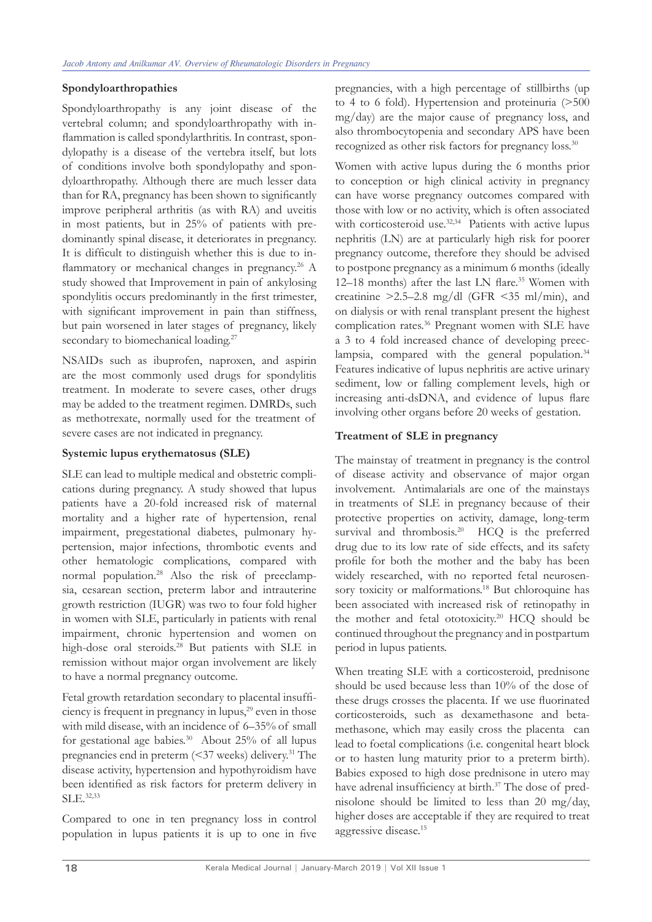### Spondyloarthropathies

Spondyloarthropathy is any joint disease of the vertebral column; and spondyloarthropathy with inflammation is called spondylarthritis. In contrast, spondylopathy is a disease of the vertebra itself, but lots of conditions involve both spondylopathy and spondyloarthropathy. Although there are much lesser data than for RA, pregnancy has been shown to significantly improve peripheral arthritis (as with RA) and uveitis in most patients, but in 25% of patients with predominantly spinal disease, it deteriorates in pregnancy. It is difficult to distinguish whether this is due to inflammatory or mechanical changes in pregnancy.[26] A study showed that Improvement in pain of ankylosing spondylitis occurs predominantly in the first trimester, with significant improvement in pain than stiffness, but pain worsened in later stages of pregnancy, likely secondary to biomechanical loading.[27]

NSAIDs such as ibuprofen, naproxen, and aspirin are the most commonly used drugs for spondylitis treatment. In moderate to severe cases, other drugs may be added to the treatment regimen. DMRDs, such as methotrexate, normally used for the treatment of severe cases are not indicated in pregnancy.

### Systemic lupus erythematosus (SLE)

SLE can lead to multiple medical and obstetric complications during pregnancy. A study showed that lupus patients have a 20-fold increased risk of maternal mortality and a higher rate of hypertension, renal impairment, pregestational diabetes, pulmonary hypertension, major infections, thrombotic events and other hematologic complications, compared with normal population.[28] Also the risk of preeclampsia, cesarean section, preterm labor and intrauterine growth restriction (IUGR) was two to four fold higher in women with SLE, particularly in patients with renal impairment, chronic hypertension and women on high-dose oral steroids.[28] But patients with SLE in remission without major organ involvement are likely to have a normal pregnancy outcome.

Fetal growth retardation secondary to placental insufficiency is frequent in pregnancy in lupus,[29] even in those with mild disease, with an incidence of 6–35% of small for gestational age babies.[30] About 25% of all lupus pregnancies end in preterm (<37 weeks) delivery.[31] The disease activity, hypertension and hypothyroidism have been identified as risk factors for preterm delivery in SLE.[32,33]

Compared to one in ten pregnancy loss in control population in lupus patients it is up to one in five pregnancies, with a high percentage of stillbirths (up to 4 to 6 fold). Hypertension and proteinuria (>500 mg/day) are the major cause of pregnancy loss, and also thrombocytopenia and secondary APS have been recognized as other risk factors for pregnancy loss.[30]

Women with active lupus during the 6 months prior to conception or high clinical activity in pregnancy can have worse pregnancy outcomes compared with those with low or no activity, which is often associated with corticosteroid use.[32,34] Patients with active lupus nephritis (LN) are at particularly high risk for poorer pregnancy outcome, therefore they should be advised to postpone pregnancy as a minimum 6 months (ideally 12–18 months) after the last LN flare.[35] Women with creatinine >2.5–2.8 mg/dl (GFR <35 ml/min), and on dialysis or with renal transplant present the highest complication rates.[36] Pregnant women with SLE have a 3 to 4 fold increased chance of developing preeclampsia, compared with the general population.[34] Features indicative of lupus nephritis are active urinary sediment, low or falling complement levels, high or increasing anti-dsDNA, and evidence of lupus flare involving other organs before 20 weeks of gestation.

### Treatment of SLE in pregnancy

The mainstay of treatment in pregnancy is the control of disease activity and observance of major organ involvement. Antimalarials are one of the mainstays in treatments of SLE in pregnancy because of their protective properties on activity, damage, long-term survival and thrombosis.[20] HCQ is the preferred drug due to its low rate of side effects, and its safety profile for both the mother and the baby has been widely researched, with no reported fetal neurosensory toxicity or malformations.[18] But chloroquine has been associated with increased risk of retinopathy in the mother and fetal ototoxicity.[20] HCQ should be continued throughout the pregnancy and in postpartum period in lupus patients.

When treating SLE with a corticosteroid, prednisone should be used because less than 10% of the dose of these drugs crosses the placenta. If we use fluorinated corticosteroids, such as dexamethasone and betamethasone, which may easily cross the placenta can lead to foetal complications (i.e. congenital heart block or to hasten lung maturity prior to a preterm birth). Babies exposed to high dose prednisone in utero may have adrenal insufficiency at birth.[37] The dose of prednisolone should be limited to less than 20 mg/day, higher doses are acceptable if they are required to treat aggressive disease.[15]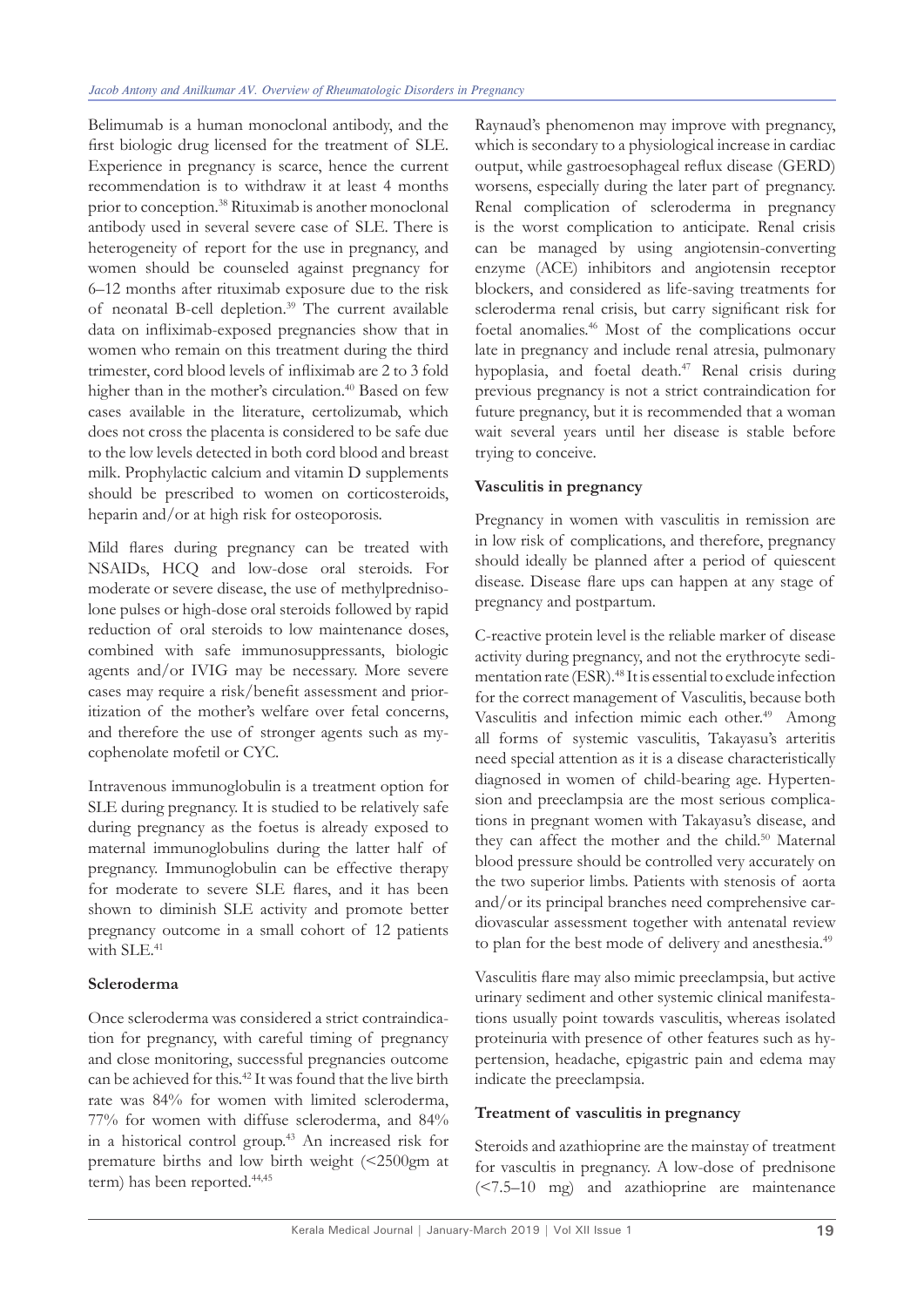Belimumab is a human monoclonal antibody, and the first biologic drug licensed for the treatment of SLE. Experience in pregnancy is scarce, hence the current recommendation is to withdraw it at least 4 months prior to conception.[38] Rituximab is another monoclonal antibody used in several severe case of SLE. There is heterogeneity of report for the use in pregnancy, and women should be counseled against pregnancy for 6–12 months after rituximab exposure due to the risk of neonatal B-cell depletion.[39] The current available data on infliximab-exposed pregnancies show that in women who remain on this treatment during the third trimester, cord blood levels of infliximab are 2 to 3 fold higher than in the mother's circulation.[40] Based on few cases available in the literature, certolizumab, which does not cross the placenta is considered to be safe due to the low levels detected in both cord blood and breast milk. Prophylactic calcium and vitamin D supplements should be prescribed to women on corticosteroids, heparin and/or at high risk for osteoporosis.

Mild flares during pregnancy can be treated with NSAIDs, HCQ and low-dose oral steroids. For moderate or severe disease, the use of methylprednisolone pulses or high-dose oral steroids followed by rapid reduction of oral steroids to low maintenance doses, combined with safe immunosuppressants, biologic agents and/or IVIG may be necessary. More severe cases may require a risk/benefit assessment and prioritization of the mother's welfare over fetal concerns, and therefore the use of stronger agents such as mycophenolate mofetil or CYC.

Intravenous immunoglobulin is a treatment option for SLE during pregnancy. It is studied to be relatively safe during pregnancy as the foetus is already exposed to maternal immunoglobulins during the latter half of pregnancy. Immunoglobulin can be effective therapy for moderate to severe SLE flares, and it has been shown to diminish SLE activity and promote better pregnancy outcome in a small cohort of 12 patients with SLE.[41]

**Scleroderma**

Once scleroderma was considered a strict contraindication for pregnancy, with careful timing of pregnancy and close monitoring, successful pregnancies outcome can be achieved for this.[42] It was found that the live birth rate was 84% for women with limited scleroderma, 77% for women with diffuse scleroderma, and 84% in a historical control group.[43] An increased risk for premature births and low birth weight (<2500gm at term) has been reported.[44,45]

Raynaud's phenomenon may improve with pregnancy, which is secondary to a physiological increase in cardiac output, while gastroesophageal reflux disease (GERD) worsens, especially during the later part of pregnancy. Renal complication of scleroderma in pregnancy is the worst complication to anticipate. Renal crisis can be managed by using angiotensin-converting enzyme (ACE) inhibitors and angiotensin receptor blockers, and considered as life-saving treatments for scleroderma renal crisis, but carry significant risk for foetal anomalies.[46] Most of the complications occur late in pregnancy and include renal atresia, pulmonary hypoplasia, and foetal death.[47] Renal crisis during previous pregnancy is not a strict contraindication for future pregnancy, but it is recommended that a woman wait several years until her disease is stable before trying to conceive.

**Vasculitis in pregnancy**

Pregnancy in women with vasculitis in remission are in low risk of complications, and therefore, pregnancy should ideally be planned after a period of quiescent disease. Disease flare ups can happen at any stage of pregnancy and postpartum.

C-reactive protein level is the reliable marker of disease activity during pregnancy, and not the erythrocyte sedimentation rate (ESR).[48] It is essential to exclude infection for the correct management of Vasculitis, because both Vasculitis and infection mimic each other.[49] Among all forms of systemic vasculitis, Takayasu's arteritis need special attention as it is a disease characteristically diagnosed in women of child-bearing age. Hypertension and preeclampsia are the most serious complications in pregnant women with Takayasu's disease, and they can affect the mother and the child.[50] Maternal blood pressure should be controlled very accurately on the two superior limbs. Patients with stenosis of aorta and/or its principal branches need comprehensive cardiovascular assessment together with antenatal review to plan for the best mode of delivery and anesthesia.[49]

Vasculitis flare may also mimic preeclampsia, but active urinary sediment and other systemic clinical manifestations usually point towards vasculitis, whereas isolated proteinuria with presence of other features such as hypertension, headache, epigastric pain and edema may indicate the preeclampsia.

**Treatment of vasculitis in pregnancy**

Steroids and azathioprine are the mainstay of treatment for vascultis in pregnancy. A low-dose of prednisone (<7.5–10 mg) and azathioprine are maintenance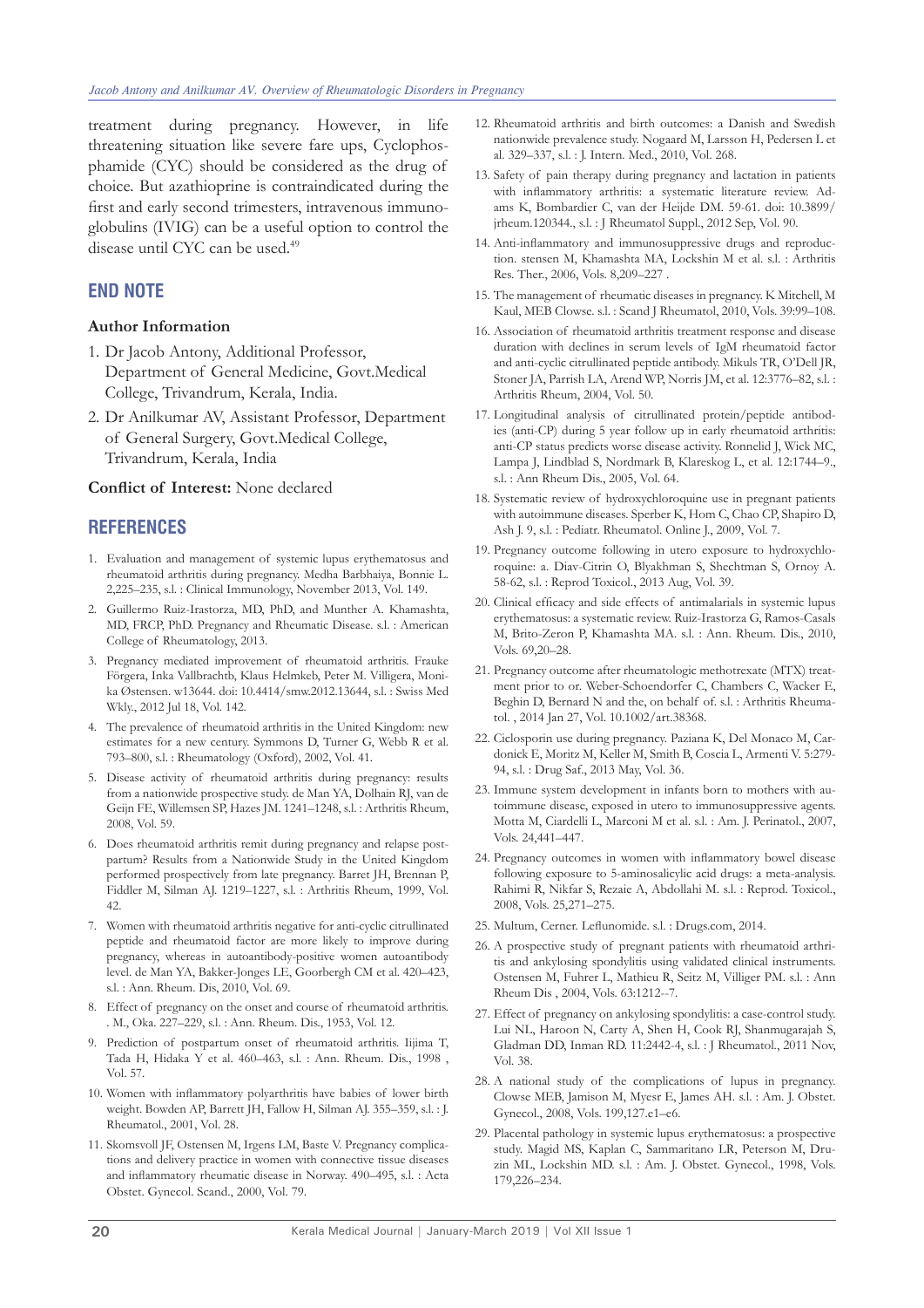treatment during pregnancy. However, in life threatening situation like severe fare ups, Cyclophosphamide (CYC) should be considered as the drug of choice. But azathioprine is contraindicated during the first and early second trimesters, intravenous immunoglobulins (IVIG) can be a useful option to control the disease until CYC can be used.[49]

## END NOTE

### Author Information

1. Dr Jacob Antony, Additional Professor, Department of General Medicine, Govt.Medical College, Trivandrum, Kerala, India.
2. Dr Anilkumar AV, Assistant Professor, Department of General Surgery, Govt.Medical College, Trivandrum, Kerala, India

**Conflict of Interest:** None declared

## REFERENCES

1. Evaluation and management of systemic lupus erythematosus and rheumatoid arthritis during pregnancy. Medha Barbhaiya, Bonnie L. 2,225–235, s.l. : Clinical Immunology, November 2013, Vol. 149.
2. Guillermo Ruiz-Irastorza, MD, PhD, and Munther A. Khamashta, MD, FRCP, PhD. Pregnancy and Rheumatic Disease. s.l. : American College of Rheumatology, 2013.
3. Pregnancy mediated improvement of rheumatoid arthritis. Frauke Förgera, Inka Vallbrachtb, Klaus Helmkeb, Peter M. Villigera, Monika Østensen. w13644. doi: 10.4414/smw.2012.13644, s.l. : Swiss Med Wkly., 2012 Jul 18, Vol. 142.
4. The prevalence of rheumatoid arthritis in the United Kingdom: new estimates for a new century. Symmons D, Turner G, Webb R et al. 793–800, s.l. : Rheumatology (Oxford), 2002, Vol. 41.
5. Disease activity of rheumatoid arthritis during pregnancy: results from a nationwide prospective study. de Man YA, Dolhain RJ, van de Geijn FE, Willemsen SP, Hazes JM. 1241–1248, s.l. : Arthritis Rheum, 2008, Vol. 59.
6. Does rheumatoid arthritis remit during pregnancy and relapse postpartum? Results from a Nationwide Study in the United Kingdom performed prospectively from late pregnancy. Barret JH, Brennan P, Fiddler M, Silman AJ. 1219–1227, s.l. : Arthritis Rheum, 1999, Vol. 42.
7. Women with rheumatoid arthritis negative for anti-cyclic citrullinated peptide and rheumatoid factor are more likely to improve during pregnancy, whereas in autoantibody-positive women autoantibody level. de Man YA, Bakker-Jonges LE, Goorbergh CM et al. 420–423, s.l. : Ann. Rheum. Dis, 2010, Vol. 69.
8. Effect of pregnancy on the onset and course of rheumatoid arthritis. . M., Oka. 227–229, s.l. : Ann. Rheum. Dis., 1953, Vol. 12.
9. Prediction of postpartum onset of rheumatoid arthritis. Iijima T, Tada H, Hidaka Y et al. 460–463, s.l. : Ann. Rheum. Dis., 1998 , Vol. 57.
10. Women with inflammatory polyarthritis have babies of lower birth weight. Bowden AP, Barrett JH, Fallow H, Silman AJ. 355–359, s.l. : J. Rheumatol., 2001, Vol. 28.
11. Skomsvoll JF, Ostensen M, Irgens LM, Baste V. Pregnancy complications and delivery practice in women with connective tissue diseases and inflammatory rheumatic disease in Norway. 490–495, s.l. : Acta Obstet. Gynecol. Scand., 2000, Vol. 79.
12. Rheumatoid arthritis and birth outcomes: a Danish and Swedish nationwide prevalence study. Nogaard M, Larsson H, Pedersen L et al. 329–337, s.l. : J. Intern. Med., 2010, Vol. 268.
13. Safety of pain therapy during pregnancy and lactation in patients with inflammatory arthritis: a systematic literature review. Adams K, Bombardier C, van der Heijde DM. 59-61. doi: 10.3899/jrheum.120344., s.l. : J Rheumatol Suppl., 2012 Sep, Vol. 90.
14. Anti-inflammatory and immunosuppressive drugs and reproduction. stensen M, Khamashta MA, Lockshin M et al. s.l. : Arthritis Res. Ther., 2006, Vols. 8,209–227 .
15. The management of rheumatic diseases in pregnancy. K Mitchell, M Kaul, MEB Clowse. s.l. : Scand J Rheumatol, 2010, Vols. 39:99–108.
16. Association of rheumatoid arthritis treatment response and disease duration with declines in serum levels of IgM rheumatoid factor and anti-cyclic citrullinated peptide antibody. Mikuls TR, O'Dell JR, Stoner JA, Parrish LA, Arend WP, Norris JM, et al. 12:3776–82, s.l. : Arthritis Rheum, 2004, Vol. 50.
17. Longitudinal analysis of citrullinated protein/peptide antibodies (anti-CP) during 5 year follow up in early rheumatoid arthritis: anti-CP status predicts worse disease activity. Ronnelid J, Wick MC, Lampa J, Lindblad S, Nordmark B, Klareskog L, et al. 12:1744–9., s.l. : Ann Rheum Dis., 2005, Vol. 64.
18. Systematic review of hydroxychloroquine use in pregnant patients with autoimmune diseases. Sperber K, Hom C, Chao CP, Shapiro D, Ash J. 9, s.l. : Pediatr. Rheumatol. Online J., 2009, Vol. 7.
19. Pregnancy outcome following in utero exposure to hydroxychloroquine: a. Diav-Citrin O, Blyakhman S, Shechtman S, Ornoy A. 58-62, s.l. : Reprod Toxicol., 2013 Aug, Vol. 39.
20. Clinical efficacy and side effects of antimalarials in systemic lupus erythematosus: a systematic review. Ruiz-Irastorza G, Ramos-Casals M, Brito-Zeron P, Khamashta MA. s.l. : Ann. Rheum. Dis., 2010, Vols. 69,20–28.
21. Pregnancy outcome after rheumatologic methotrexate (MTX) treatment prior to or. Weber-Schoendorfer C, Chambers C, Wacker E, Beghin D, Bernard N and the, on behalf of. s.l. : Arthritis Rheumatol. , 2014 Jan 27, Vol. 10.1002/art.38368.
22. Ciclosporin use during pregnancy. Paziana K, Del Monaco M, Cardonick E, Moritz M, Keller M, Smith B, Coscia L, Armenti V. 5:279-94, s.l. : Drug Saf., 2013 May, Vol. 36.
23. Immune system development in infants born to mothers with autoimmune disease, exposed in utero to immunosuppressive agents. Motta M, Ciardelli L, Marconi M et al. s.l. : Am. J. Perinatol., 2007, Vols. 24,441–447.
24. Pregnancy outcomes in women with inflammatory bowel disease following exposure to 5-aminosalicylic acid drugs: a meta-analysis. Rahimi R, Nikfar S, Rezaie A, Abdollahi M. s.l. : Reprod. Toxicol., 2008, Vols. 25,271–275.
25. Multum, Cerner. Leflunomide. s.l. : Drugs.com, 2014.
26. A prospective study of pregnant patients with rheumatoid arthritis and ankylosing spondylitis using validated clinical instruments. Ostensen M, Fuhrer L, Mathieu R, Seitz M, Villiger PM. s.l. : Ann Rheum Dis , 2004, Vols. 63:1212--7.
27. Effect of pregnancy on ankylosing spondylitis: a case-control study. Lui NL, Haroon N, Carty A, Shen H, Cook RJ, Shanmugarajah S, Gladman DD, Inman RD. 11:2442-4, s.l. : J Rheumatol., 2011 Nov, Vol. 38.
28. A national study of the complications of lupus in pregnancy. Clowse MEB, Jamison M, Myesr E, James AH. s.l. : Am. J. Obstet. Gynecol., 2008, Vols. 199,127.e1–e6.
29. Placental pathology in systemic lupus erythematosus: a prospective study. Magid MS, Kaplan C, Sammaritano LR, Peterson M, Druzin ML, Lockshin MD. s.l. : Am. J. Obstet. Gynecol., 1998, Vols. 179,226–234.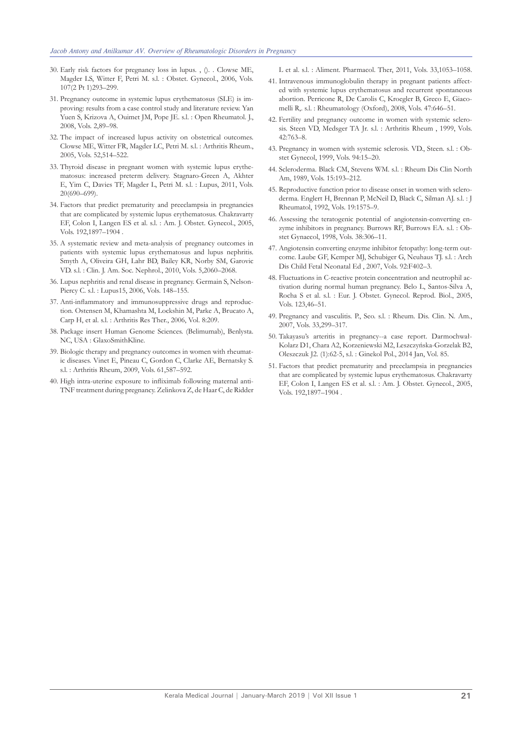30. Early risk factors for pregnancy loss in lupus. , (). . Clowse ME, Magder LS, Witter F, Petri M. s.l. : Obstet. Gynecol., 2006, Vols. 107(2 Pt 1)293–299.
31. Pregnancy outcome in systemic lupus erythematosus (SLE) is improving: results from a case control study and literature review. Yan Yuen S, Krizova A, Ouimet JM, Pope JE. s.l. : Open Rheumatol. J., 2008, Vols. 2,89–98.
32. The impact of increased lupus activity on obstetrical outcomes. Clowse ME, Witter FR, Magder LC, Petri M. s.l. : Arthritis Rheum., 2005, Vols. 52,514–522.
33. Thyroid disease in pregnant women with systemic lupus erythematosus: increased preterm delivery. Stagnaro-Green A, Akhter E, Yim C, Davies TF, Magder L, Petri M. s.l. : Lupus, 2011, Vols. 20(690–699).
34. Factors that predict prematurity and preeclampsia in pregnancies that are complicated by systemic lupus erythematosus. Chakravarty EF, Colon I, Langen ES et al. s.l. : Am. J. Obstet. Gynecol., 2005, Vols. 192,1897–1904 .
35. A systematic review and meta-analysis of pregnancy outcomes in patients with systemic lupus erythematosus and lupus nephritis. Smyth A, Oliveira GH, Lahr BD, Bailey KR, Norby SM, Garovic VD. s.l. : Clin. J. Am. Soc. Nephrol., 2010, Vols. 5,2060–2068.
36. Lupus nephritis and renal disease in pregnancy. Germain S, Nelson-Piercy C. s.l. : Lupus15, 2006, Vols. 148–155.
37. Anti-inflammatory and immunosuppressive drugs and reproduction. Ostensen M, Khamashta M, Lockshin M, Parke A, Brucato A, Carp H, et al. s.l. : Arthritis Res Ther., 2006, Vol. 8:209.
38. Package insert Human Genome Sciences. (Belimumab), Benlysta. NC, USA : GlaxoSmithKline.
39. Biologic therapy and pregnancy outcomes in women with rheumatic diseases. Vinet E, Pineau C, Gordon C, Clarke AE, Bernatsky S. s.l. : Arthritis Rheum, 2009, Vols. 61,587–592.
40. High intra-uterine exposure to infliximab following maternal anti-TNF treatment during pregnancy. Zelinkova Z, de Haar C, de Ridder L et al. s.l. : Aliment. Pharmacol. Ther, 2011, Vols. 33,1053–1058.
41. Intravenous immunoglobulin therapy in pregnant patients affected with systemic lupus erythematosus and recurrent spontaneous abortion. Perricone R, De Carolis C, Kroegler B, Greco E, Giacomelli R,. s.l. : Rheumatology (Oxford), 2008, Vols. 47:646–51.
42. Fertility and pregnancy outcome in women with systemic sclerosis. Steen VD, Medsger TA Jr. s.l. : Arthritis Rheum , 1999, Vols. 42:763–8.
43. Pregnancy in women with systemic sclerosis. VD., Steen. s.l. : Obstet Gynecol, 1999, Vols. 94:15–20.
44. Scleroderma. Black CM, Stevens WM. s.l. : Rheum Dis Clin North Am, 1989, Vols. 15:193–212.
45. Reproductive function prior to disease onset in women with scleroderma. Englert H, Brennan P, McNeil D, Black C, Silman AJ. s.l. : J Rheumatol, 1992, Vols. 19:1575–9.
46. Assessing the teratogenic potential of angiotensin-converting enzyme inhibitors in pregnancy. Burrows RF, Burrows EA. s.l. : Obstet Gynaecol, 1998, Vols. 38:306–11.
47. Angiotensin converting enzyme inhibitor fetopathy: long-term outcome. Laube GF, Kemper MJ, Schubiger G, Neuhaus TJ. s.l. : Arch Dis Child Fetal Neonatal Ed , 2007, Vols. 92:F402–3.
48. Fluctuations in C-reactive protein concentration and neutrophil activation during normal human pregnancy. Belo L, Santos-Silva A, Rocha S et al. s.l. : Eur. J. Obstet. Gynecol. Reprod. Biol., 2005, Vols. 123,46–51.
49. Pregnancy and vasculitis. P., Seo. s.l. : Rheum. Dis. Clin. N. Am., 2007, Vols. 33,299–317.
50. Takayasu's arteritis in pregnancy--a case report. Darmochwał-Kolarz D1, Chara A2, Korzeniewski M2, Leszczyńska-Gorzelak B2, Oleszczuk J2. (1):62-5, s.l. : Ginekol Pol., 2014 Jan, Vol. 85.
51. Factors that predict prematurity and preeclampsia in pregnancies that are complicated by systemic lupus erythematosus. Chakravarty EF, Colon I, Langen ES et al. s.l. : Am. J. Obstet. Gynecol., 2005, Vols. 192,1897–1904 .